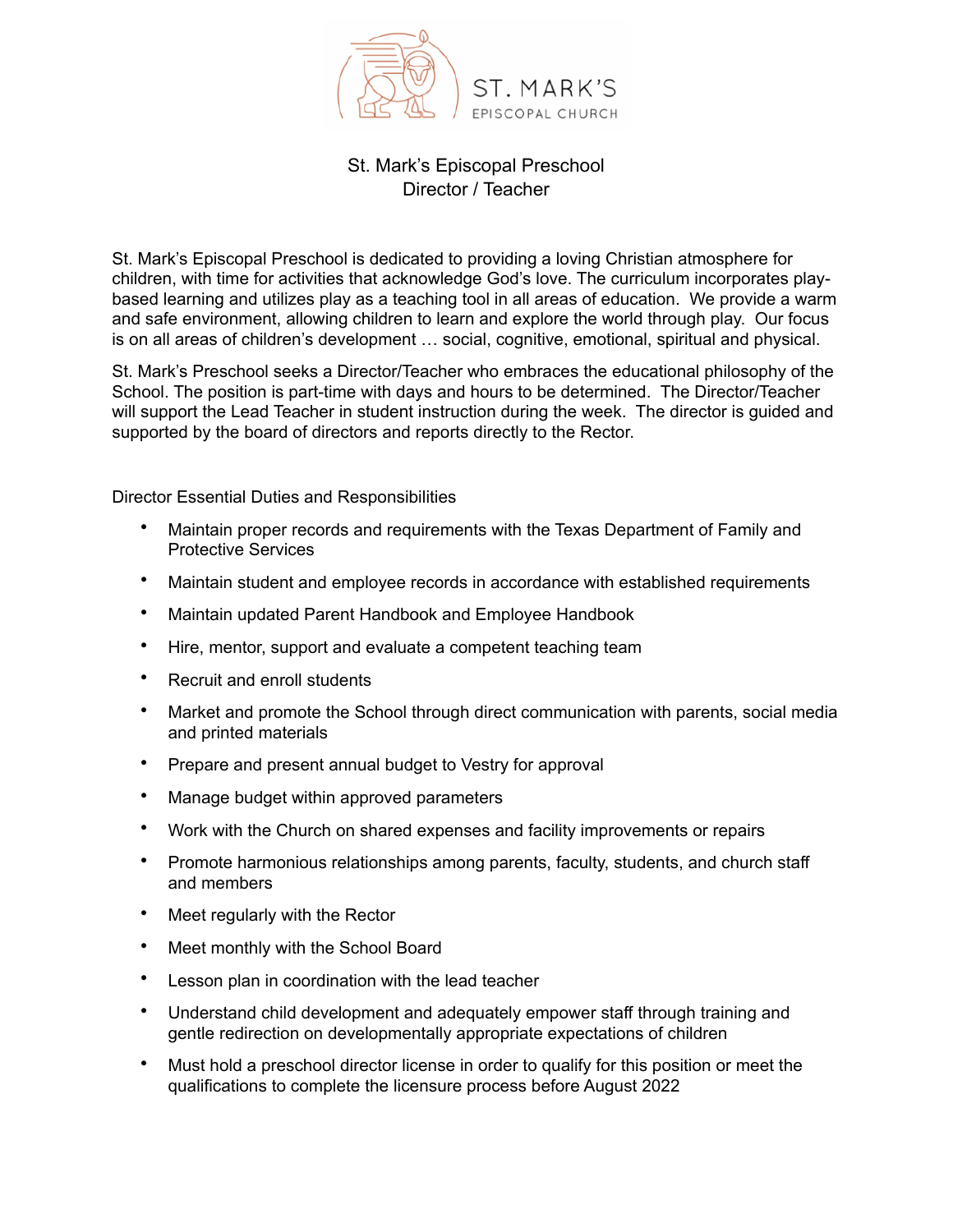ST. MARK'S
EPISCOPAL CHURCH

# St. Mark's Episcopal Preschool
## Director / Teacher

St. Mark's Episcopal Preschool is dedicated to providing a loving Christian atmosphere for children, with time for activities that acknowledge God's love. The curriculum incorporates play-based learning and utilizes play as a teaching tool in all areas of education. We provide a warm and safe environment, allowing children to learn and explore the world through play. Our focus is on all areas of children's development … social, cognitive, emotional, spiritual and physical.

St. Mark's Preschool seeks a Director/Teacher who embraces the educational philosophy of the School. The position is part-time with days and hours to be determined. The Director/Teacher will support the Lead Teacher in student instruction during the week. The director is guided and supported by the board of directors and reports directly to the Rector.

Director Essential Duties and Responsibilities

- Maintain proper records and requirements with the Texas Department of Family and Protective Services
- Maintain student and employee records in accordance with established requirements
- Maintain updated Parent Handbook and Employee Handbook
- Hire, mentor, support and evaluate a competent teaching team
- Recruit and enroll students
- Market and promote the School through direct communication with parents, social media and printed materials
- Prepare and present annual budget to Vestry for approval
- Manage budget within approved parameters
- Work with the Church on shared expenses and facility improvements or repairs
- Promote harmonious relationships among parents, faculty, students, and church staff and members
- Meet regularly with the Rector
- Meet monthly with the School Board
- Lesson plan in coordination with the lead teacher
- Understand child development and adequately empower staff through training and gentle redirection on developmentally appropriate expectations of children
- Must hold a preschool director license in order to qualify for this position or meet the qualifications to complete the licensure process before August 2022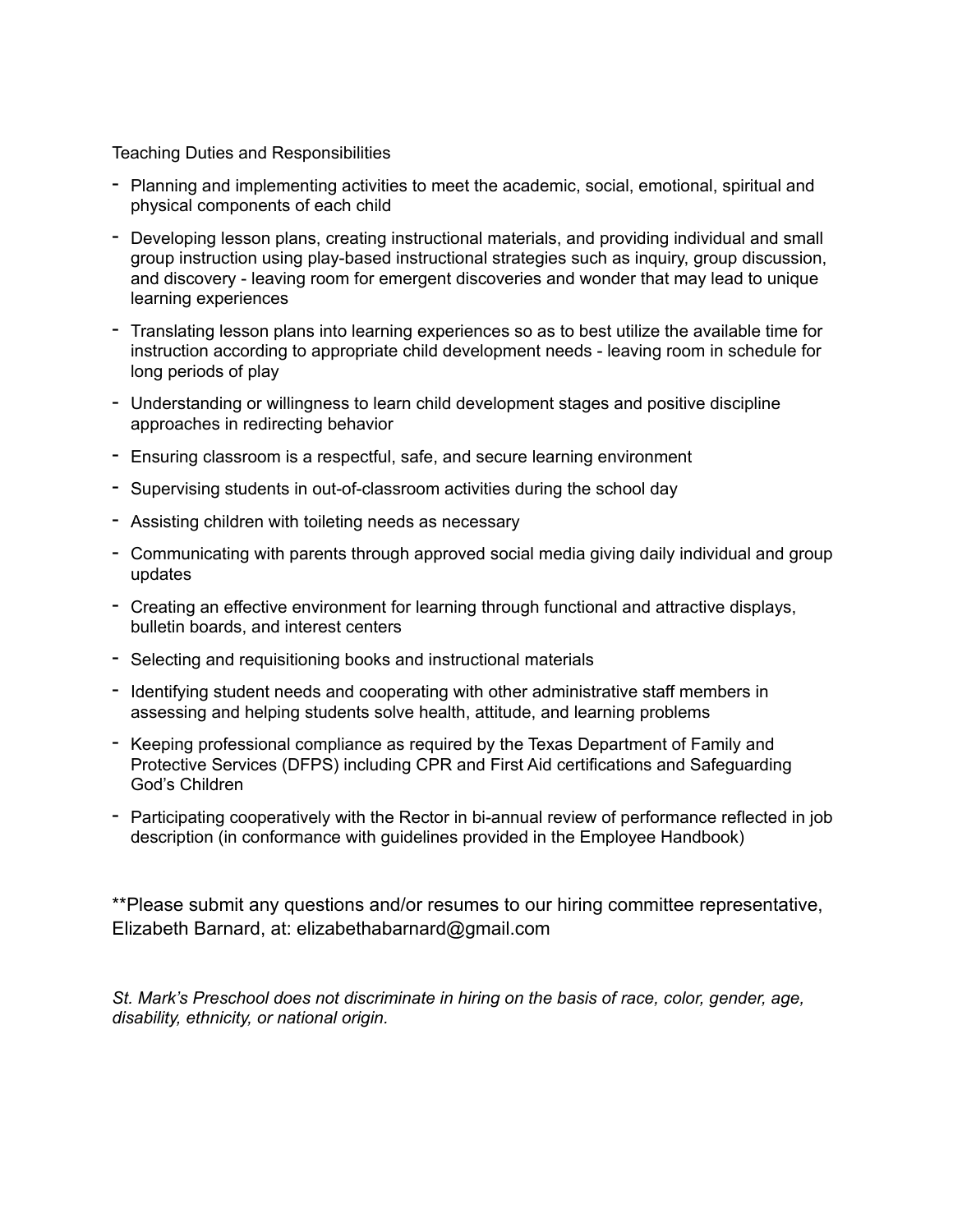Teaching Duties and Responsibilities

- Planning and implementing activities to meet the academic, social, emotional, spiritual and physical components of each child
- Developing lesson plans, creating instructional materials, and providing individual and small group instruction using play-based instructional strategies such as inquiry, group discussion, and discovery - leaving room for emergent discoveries and wonder that may lead to unique learning experiences
- Translating lesson plans into learning experiences so as to best utilize the available time for instruction according to appropriate child development needs - leaving room in schedule for long periods of play
- Understanding or willingness to learn child development stages and positive discipline approaches in redirecting behavior
- Ensuring classroom is a respectful, safe, and secure learning environment
- Supervising students in out-of-classroom activities during the school day
- Assisting children with toileting needs as necessary
- Communicating with parents through approved social media giving daily individual and group updates
- Creating an effective environment for learning through functional and attractive displays, bulletin boards, and interest centers
- Selecting and requisitioning books and instructional materials
- Identifying student needs and cooperating with other administrative staff members in assessing and helping students solve health, attitude, and learning problems
- Keeping professional compliance as required by the Texas Department of Family and Protective Services (DFPS) including CPR and First Aid certifications and Safeguarding God's Children
- Participating cooperatively with the Rector in bi-annual review of performance reflected in job description (in conformance with guidelines provided in the Employee Handbook)

**Please submit any questions and/or resumes to our hiring committee representative, Elizabeth Barnard, at: elizabethabarnard@gmail.com

*St. Mark's Preschool does not discriminate in hiring on the basis of race, color, gender, age, disability, ethnicity, or national origin.*